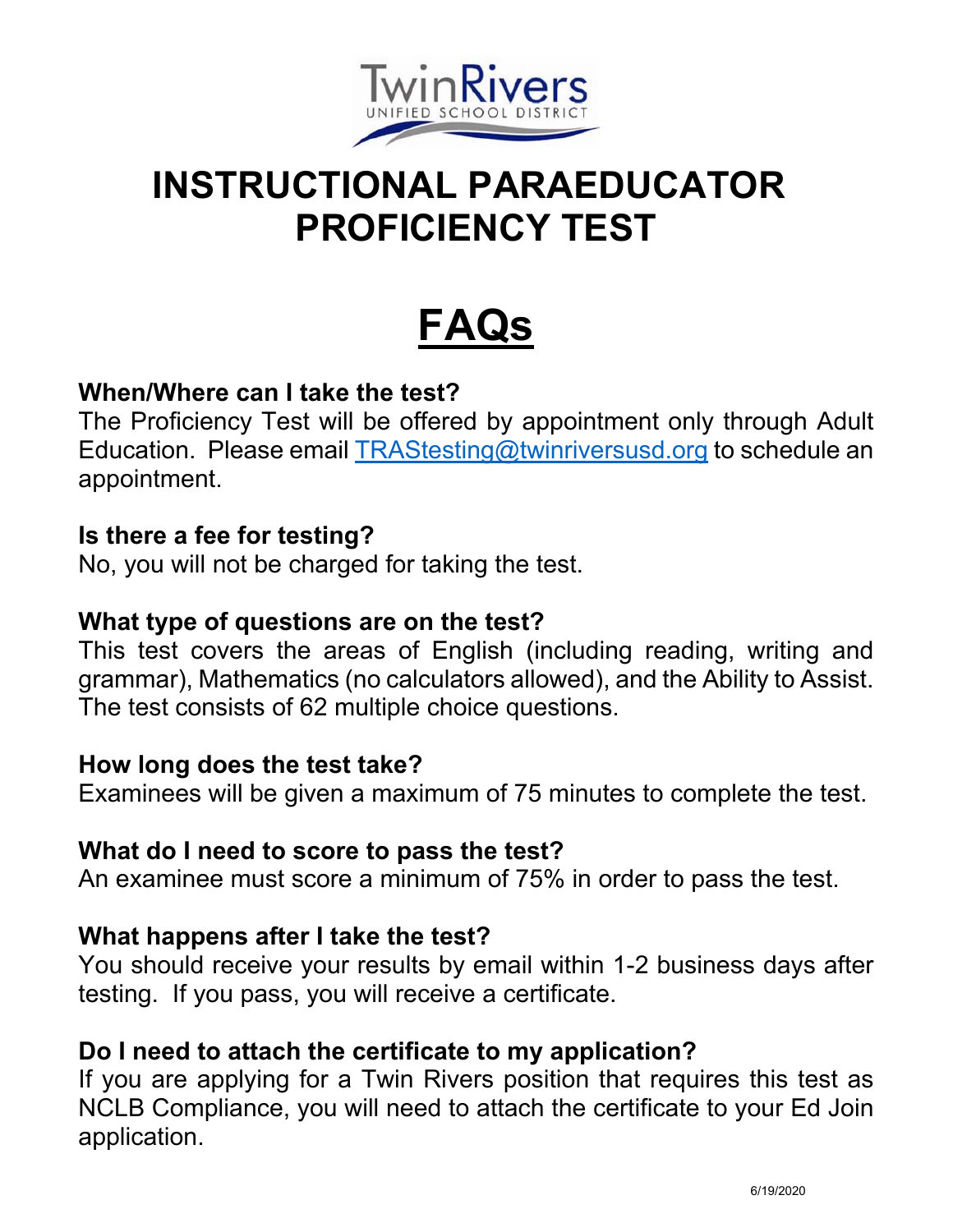TwinRivers
UNIFIED SCHOOL DISTRICT

# INSTRUCTIONAL PARAEDUCATOR PROFICIENCY TEST

# FAQs

**When/Where can I take the test?**
The Proficiency Test will be offered by appointment only through Adult Education. Please email [TRAStesting@twinriversusd.org](mailto:TRAStesting@twinriversusd.org) to schedule an appointment.

**Is there a fee for testing?**
No, you will not be charged for taking the test.

**What type of questions are on the test?**
This test covers the areas of English (including reading, writing and grammar), Mathematics (no calculators allowed), and the Ability to Assist. The test consists of 62 multiple choice questions.

**How long does the test take?**
Examinees will be given a maximum of 75 minutes to complete the test.

**What do I need to score to pass the test?**
An examinee must score a minimum of 75% in order to pass the test.

**What happens after I take the test?**
You should receive your results by email within 1-2 business days after testing. If you pass, you will receive a certificate.

**Do I need to attach the certificate to my application?**
If you are applying for a Twin Rivers position that requires this test as NCLB Compliance, you will need to attach the certificate to your Ed Join application.

6/19/2020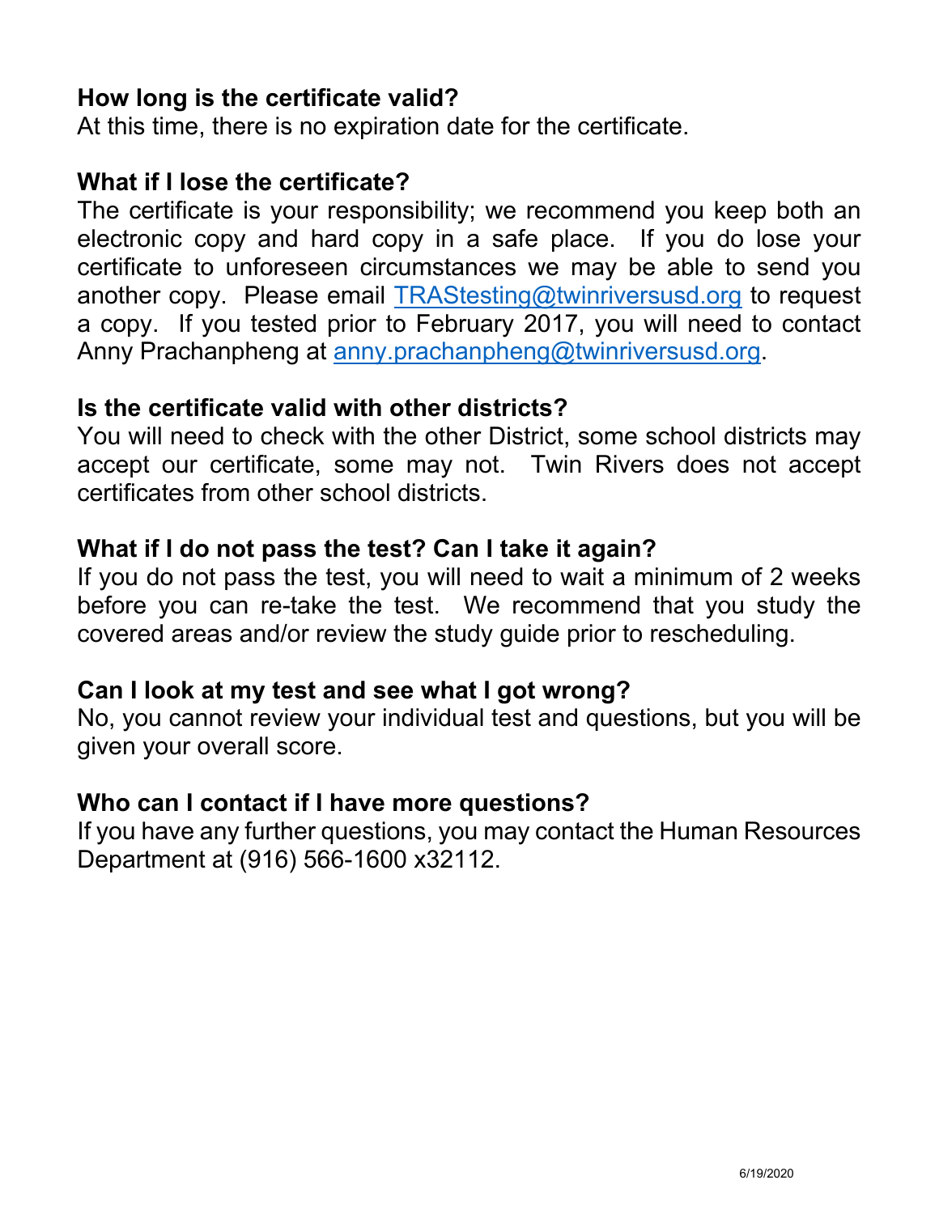**How long is the certificate valid?**
At this time, there is no expiration date for the certificate.

**What if I lose the certificate?**
The certificate is your responsibility; we recommend you keep both an electronic copy and hard copy in a safe place. If you do lose your certificate to unforeseen circumstances we may be able to send you another copy. Please email TRAStesting@twinriversusd.org to request a copy. If you tested prior to February 2017, you will need to contact Anny Prachanpheng at anny.prachanpheng@twinriversusd.org.

**Is the certificate valid with other districts?**
You will need to check with the other District, some school districts may accept our certificate, some may not. Twin Rivers does not accept certificates from other school districts.

**What if I do not pass the test? Can I take it again?**
If you do not pass the test, you will need to wait a minimum of 2 weeks before you can re-take the test. We recommend that you study the covered areas and/or review the study guide prior to rescheduling.

**Can I look at my test and see what I got wrong?**
No, you cannot review your individual test and questions, but you will be given your overall score.

**Who can I contact if I have more questions?**
If you have any further questions, you may contact the Human Resources Department at (916) 566-1600 x32112.

6/19/2020